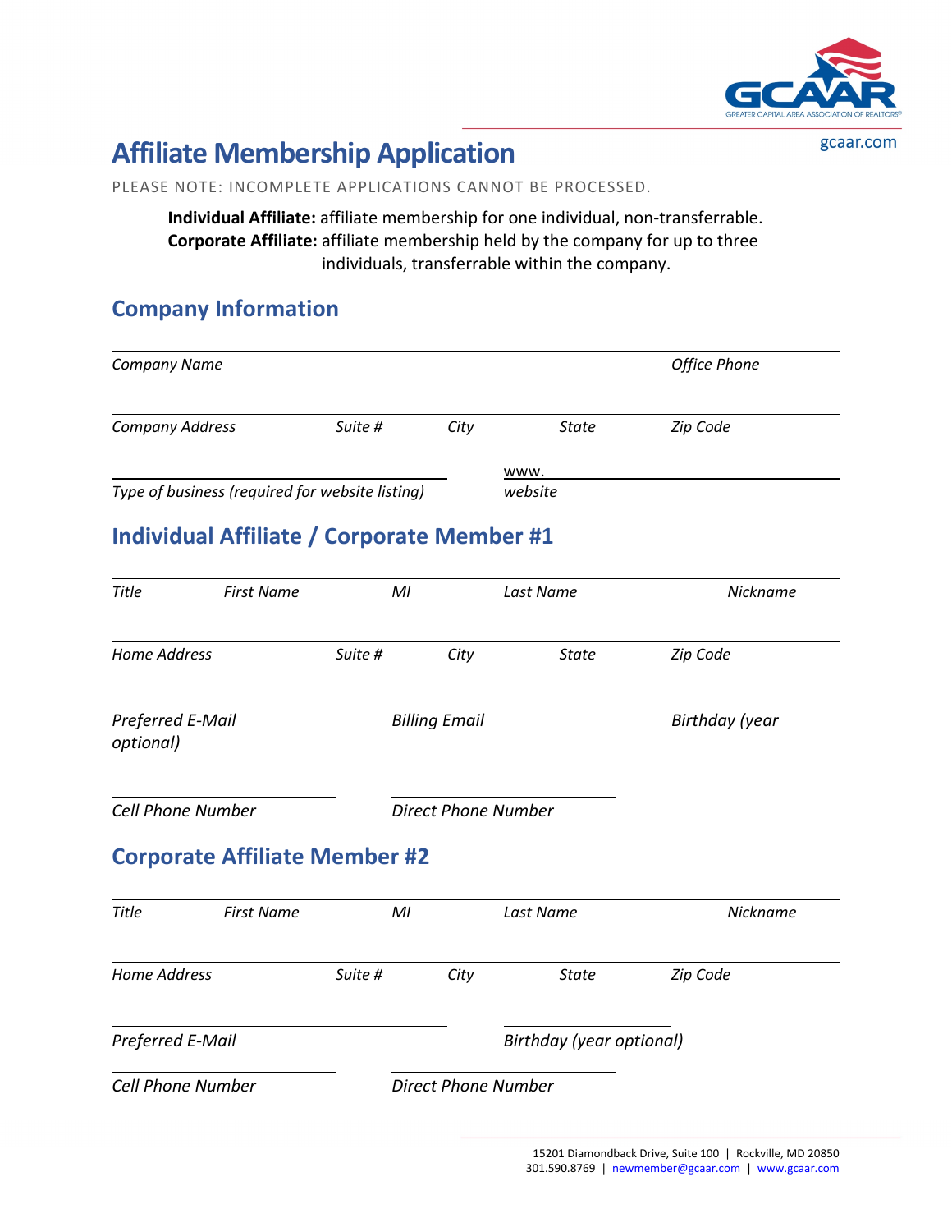# Affiliate Membership Application

PLEASE NOTE: INCOMPLETE APPLICATIONS CANNOT BE PROCESSED.

**Individual Affiliate:** affiliate membership for one individual, non-transferrable.
**Corporate Affiliate:** affiliate membership held by the company for up to three individuals, transferrable within the company.

## Company Information

*Company Name* *Office Phone*

*Company Address* *Suite #* *City* *State* *Zip Code*

*Type of business (required for website listing)* www. *website*

## Individual Affiliate / Corporate Member #1

*Title* *First Name* *MI* *Last Name* *Nickname*

*Home Address* *Suite #* *City* *State* *Zip Code*

*Preferred E-Mail* *Billing Email* *Birthday (year optional)*

*Cell Phone Number* *Direct Phone Number*

## Corporate Affiliate Member #2

*Title* *First Name* *MI* *Last Name* *Nickname*

*Home Address* *Suite #* *City* *State* *Zip Code*

*Preferred E-Mail* *Birthday (year optional)*

*Cell Phone Number* *Direct Phone Number*

15201 Diamondback Drive, Suite 100 | Rockville, MD 20850
301.590.8769 | newmember@gcaar.com | www.gcaar.com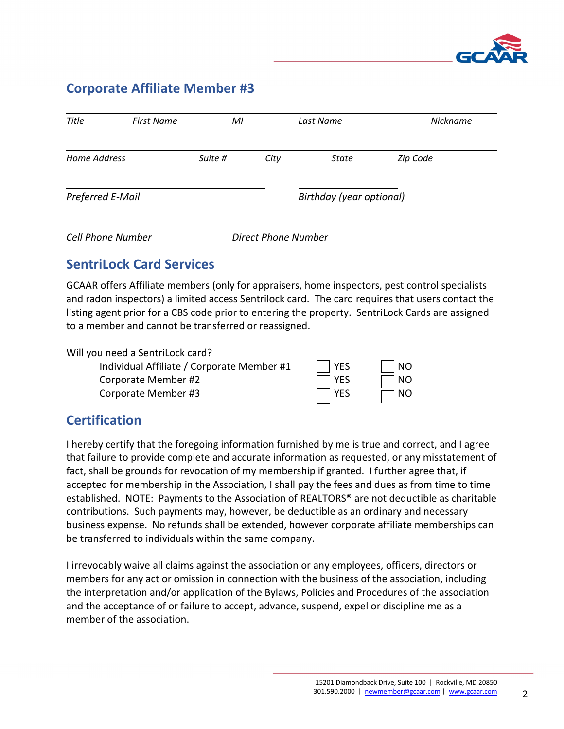## Corporate Affiliate Member #3

| *Title* | *First Name* | *MI* | *Last Name* | *Nickname* |
|---|---|---|---|---|

| *Home Address* | *Suite #* | *City* | *State* | *Zip Code* |
|---|---|---|---|---|

*Preferred E-Mail* *Birthday (year optional)*

*Cell Phone Number* *Direct Phone Number*

## SentriLock Card Services

GCAAR offers Affiliate members (only for appraisers, home inspectors, pest control specialists and radon inspectors) a limited access Sentrilock card. The card requires that users contact the listing agent prior for a CBS code prior to entering the property. SentriLock Cards are assigned to a member and cannot be transferred or reassigned.

Will you need a SentriLock card?

| | | |
|---|---|---|
| Individual Affiliate / Corporate Member #1 | ☐ YES | ☐ NO |
| Corporate Member #2 | ☐ YES | ☐ NO |
| Corporate Member #3 | ☐ YES | ☐ NO |

## Certification

I hereby certify that the foregoing information furnished by me is true and correct, and I agree that failure to provide complete and accurate information as requested, or any misstatement of fact, shall be grounds for revocation of my membership if granted. I further agree that, if accepted for membership in the Association, I shall pay the fees and dues as from time to time established. NOTE: Payments to the Association of REALTORS® are not deductible as charitable contributions. Such payments may, however, be deductible as an ordinary and necessary business expense. No refunds shall be extended, however corporate affiliate memberships can be transferred to individuals within the same company.

I irrevocably waive all claims against the association or any employees, officers, directors or members for any act or omission in connection with the business of the association, including the interpretation and/or application of the Bylaws, Policies and Procedures of the association and the acceptance of or failure to accept, advance, suspend, expel or discipline me as a member of the association.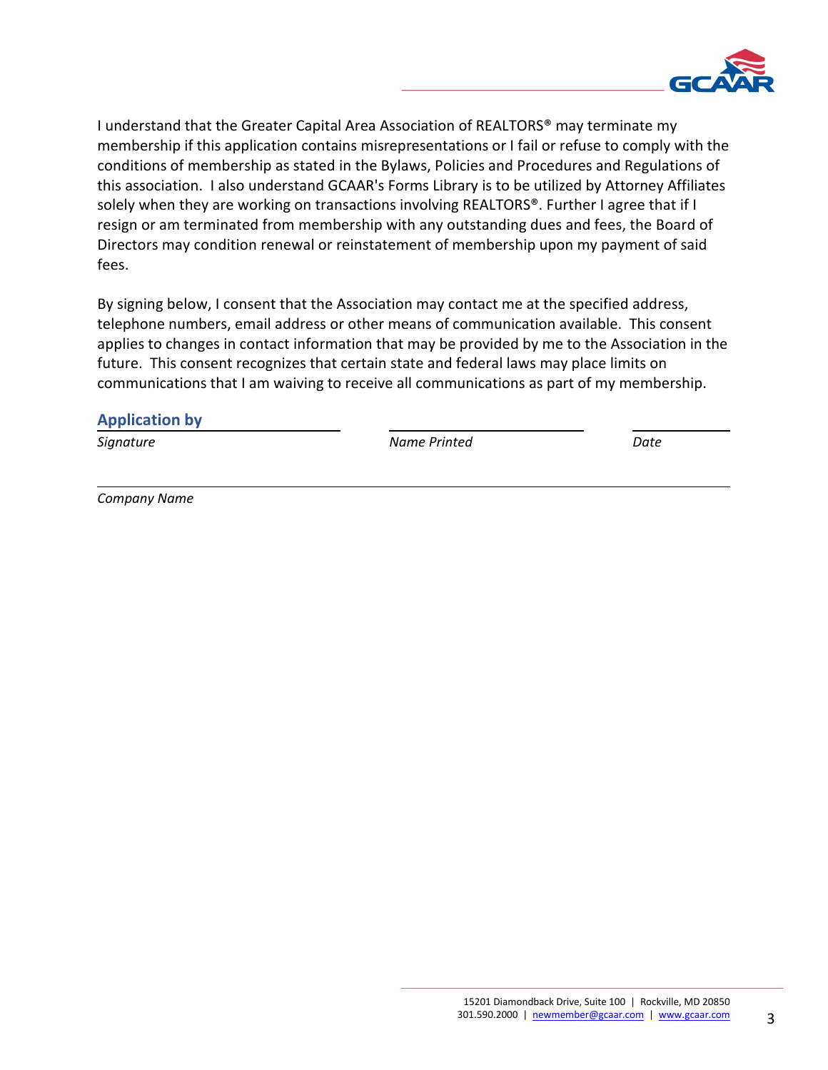I understand that the Greater Capital Area Association of REALTORS® may terminate my membership if this application contains misrepresentations or I fail or refuse to comply with the conditions of membership as stated in the Bylaws, Policies and Procedures and Regulations of this association. I also understand GCAAR's Forms Library is to be utilized by Attorney Affiliates solely when they are working on transactions involving REALTORS®. Further I agree that if I resign or am terminated from membership with any outstanding dues and fees, the Board of Directors may condition renewal or reinstatement of membership upon my payment of said fees.

By signing below, I consent that the Association may contact me at the specified address, telephone numbers, email address or other means of communication available. This consent applies to changes in contact information that may be provided by me to the Association in the future. This consent recognizes that certain state and federal laws may place limits on communications that I am waiving to receive all communications as part of my membership.

## Application by

| ______________________ | ______________________ | __________ |
|---|---|---|
| *Signature* | *Name Printed* | *Date* |

______________________________________________

*Company Name*

15201 Diamondback Drive, Suite 100 | Rockville, MD 20850
301.590.2000 | newmember@gcaar.com | www.gcaar.com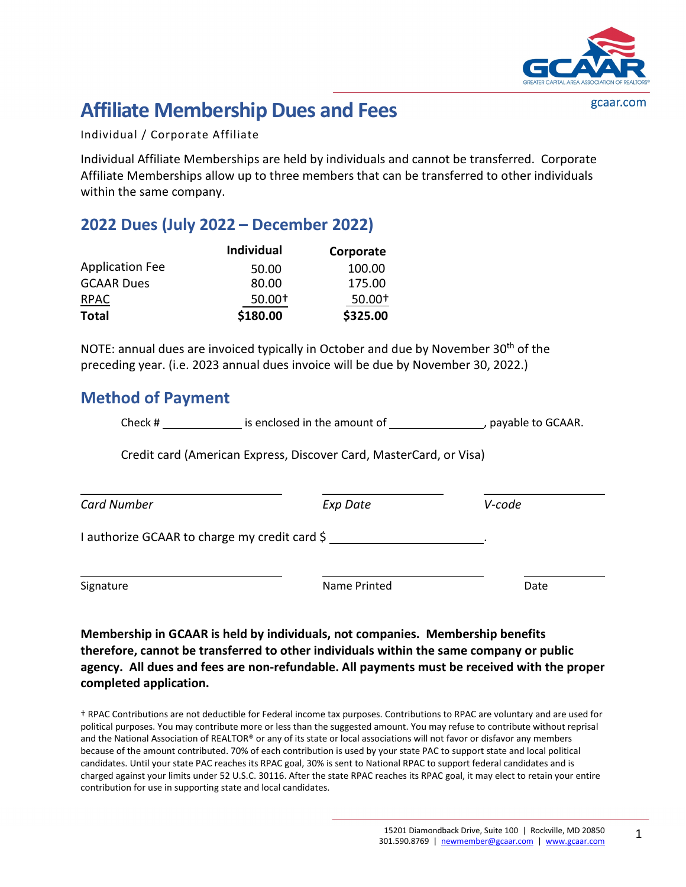gcaar.com

# Affiliate Membership Dues and Fees

Individual / Corporate Affiliate

Individual Affiliate Memberships are held by individuals and cannot be transferred. Corporate Affiliate Memberships allow up to three members that can be transferred to other individuals within the same company.

## 2022 Dues (July 2022 – December 2022)

| | Individual | Corporate |
|---|---|---|
| Application Fee | 50.00 | 100.00 |
| GCAAR Dues | 80.00 | 175.00 |
| RPAC | 50.00† | 50.00† |
| **Total** | **$180.00** | **$325.00** |

NOTE: annual dues are invoiced typically in October and due by November 30th of the preceding year. (i.e. 2023 annual dues invoice will be due by November 30, 2022.)

## Method of Payment

Check # ____________ is enclosed in the amount of ______________, payable to GCAAR.

Credit card (American Express, Discover Card, MasterCard, or Visa)

______________________ ______________ ______________

*Card Number* *Exp Date* *V-code*

I authorize GCAAR to charge my credit card $ ______________________.

______________________ ______________________ ______________

Signature Name Printed Date

**Membership in GCAAR is held by individuals, not companies. Membership benefits therefore, cannot be transferred to other individuals within the same company or public agency. All dues and fees are non-refundable. All payments must be received with the proper completed application.**

† RPAC Contributions are not deductible for Federal income tax purposes. Contributions to RPAC are voluntary and are used for political purposes. You may contribute more or less than the suggested amount. You may refuse to contribute without reprisal and the National Association of REALTOR® or any of its state or local associations will not favor or disfavor any members because of the amount contributed. 70% of each contribution is used by your state PAC to support state and local political candidates. Until your state PAC reaches its RPAC goal, 30% is sent to National RPAC to support federal candidates and is charged against your limits under 52 U.S.C. 30116. After the state RPAC reaches its RPAC goal, it may elect to retain your entire contribution for use in supporting state and local candidates.

15201 Diamondback Drive, Suite 100 | Rockville, MD 20850
301.590.8769 | newmember@gcaar.com | www.gcaar.com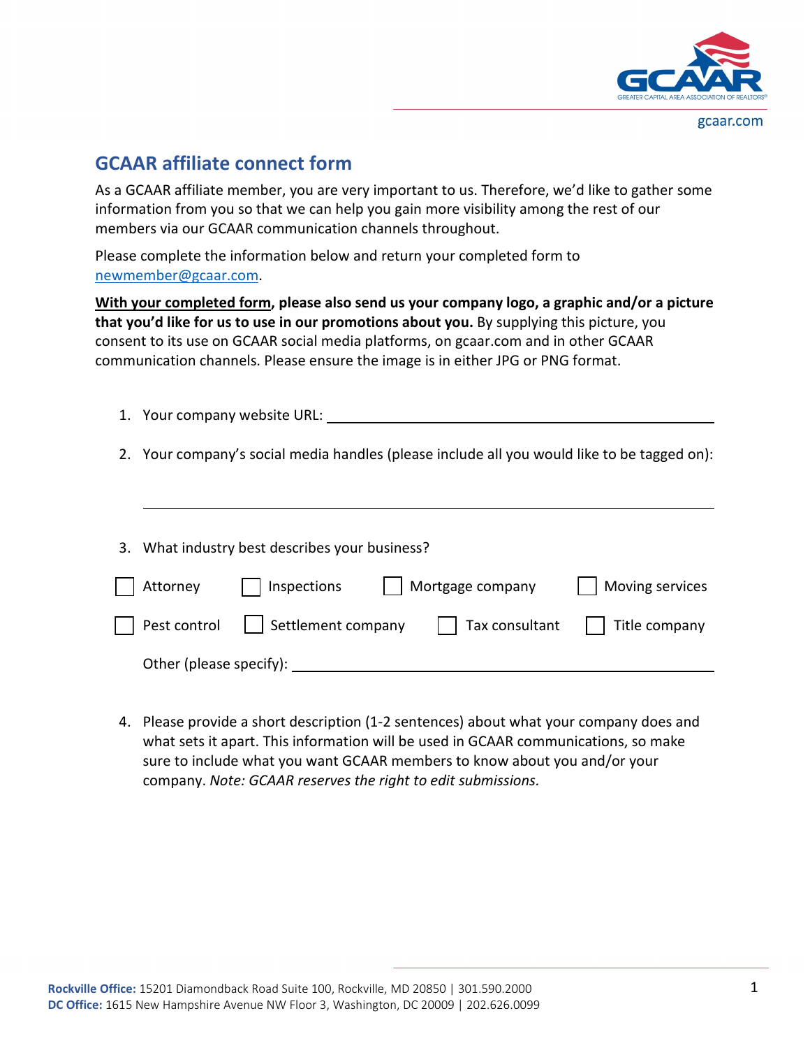gcaar.com

## GCAAR affiliate connect form

As a GCAAR affiliate member, you are very important to us. Therefore, we'd like to gather some information from you so that we can help you gain more visibility among the rest of our members via our GCAAR communication channels throughout.

Please complete the information below and return your completed form to newmember@gcaar.com.

**With your completed form, please also send us your company logo, a graphic and/or a picture that you'd like for us to use in our promotions about you.** By supplying this picture, you consent to its use on GCAAR social media platforms, on gcaar.com and in other GCAAR communication channels. Please ensure the image is in either JPG or PNG format.

1. Your company website URL: ______________________________

2. Your company's social media handles (please include all you would like to be tagged on):

   ______________________________

3. What industry best describes your business?

   ☐ Attorney ☐ Inspections ☐ Mortgage company ☐ Moving services

   ☐ Pest control ☐ Settlement company ☐ Tax consultant ☐ Title company

   Other (please specify): ______________________________

4. Please provide a short description (1-2 sentences) about what your company does and what sets it apart. This information will be used in GCAAR communications, so make sure to include what you want GCAAR members to know about you and/or your company. *Note: GCAAR reserves the right to edit submissions.*

**Rockville Office:** 15201 Diamondback Road Suite 100, Rockville, MD 20850 | 301.590.2000
**DC Office:** 1615 New Hampshire Avenue NW Floor 3, Washington, DC 20009 | 202.626.0099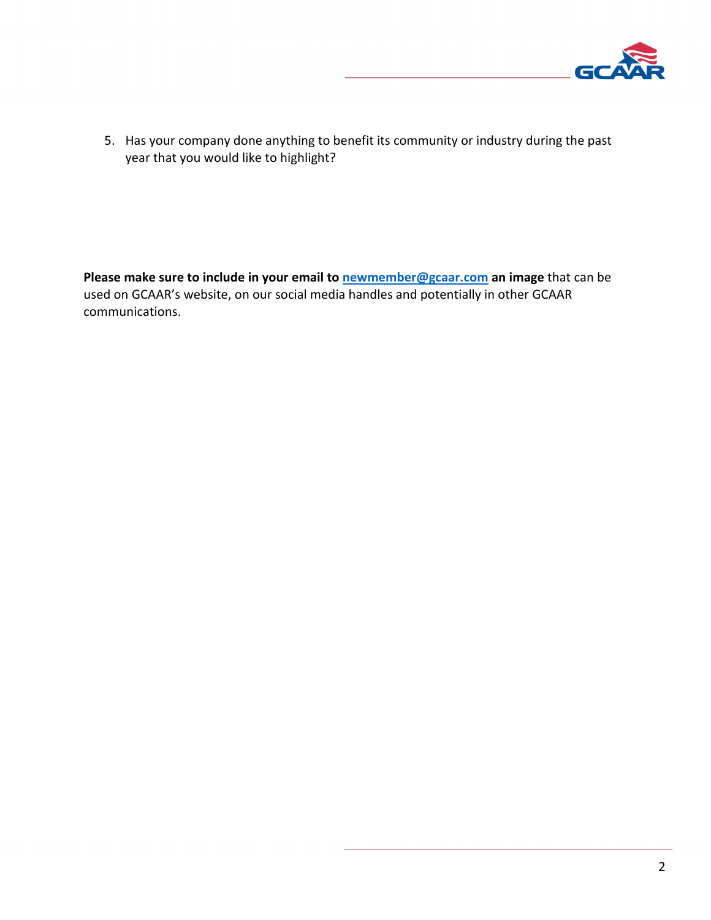5. Has your company done anything to benefit its community or industry during the past year that you would like to highlight?

**Please make sure to include in your email to [newmember@gcaar.com](mailto:newmember@gcaar.com) an image** that can be used on GCAAR's website, on our social media handles and potentially in other GCAAR communications.